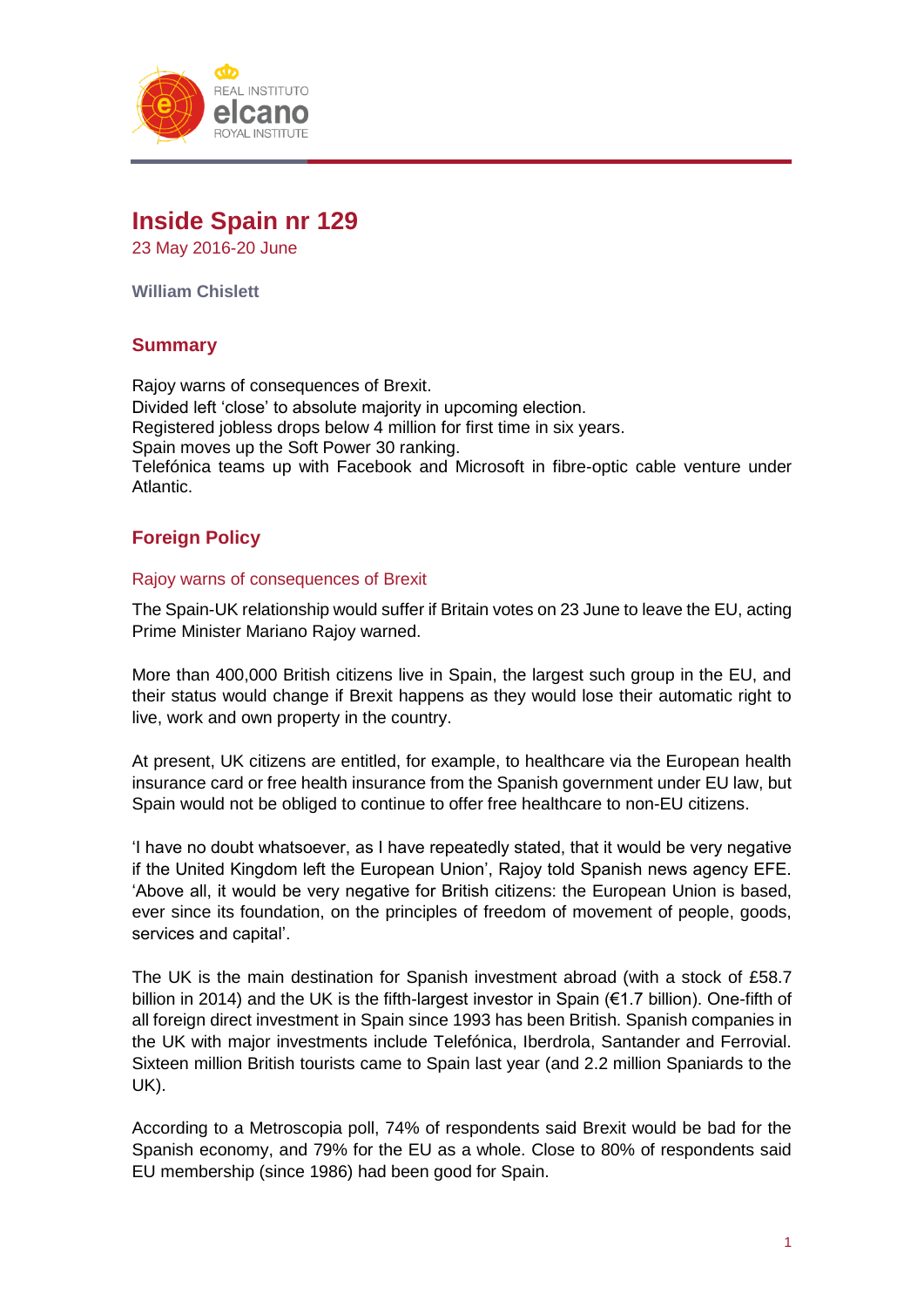# Inside Spain nr 129

23 May 2016-20 June

**William Chislett**

## Summary

Rajoy warns of consequences of Brexit.
Divided left 'close' to absolute majority in upcoming election.
Registered jobless drops below 4 million for first time in six years.
Spain moves up the Soft Power 30 ranking.
Telefónica teams up with Facebook and Microsoft in fibre-optic cable venture under Atlantic.

## Foreign Policy

### Rajoy warns of consequences of Brexit

The Spain-UK relationship would suffer if Britain votes on 23 June to leave the EU, acting Prime Minister Mariano Rajoy warned.

More than 400,000 British citizens live in Spain, the largest such group in the EU, and their status would change if Brexit happens as they would lose their automatic right to live, work and own property in the country.

At present, UK citizens are entitled, for example, to healthcare via the European health insurance card or free health insurance from the Spanish government under EU law, but Spain would not be obliged to continue to offer free healthcare to non-EU citizens.

'I have no doubt whatsoever, as I have repeatedly stated, that it would be very negative if the United Kingdom left the European Union', Rajoy told Spanish news agency EFE. 'Above all, it would be very negative for British citizens: the European Union is based, ever since its foundation, on the principles of freedom of movement of people, goods, services and capital'.

The UK is the main destination for Spanish investment abroad (with a stock of £58.7 billion in 2014) and the UK is the fifth-largest investor in Spain (€1.7 billion). One-fifth of all foreign direct investment in Spain since 1993 has been British. Spanish companies in the UK with major investments include Telefónica, Iberdrola, Santander and Ferrovial. Sixteen million British tourists came to Spain last year (and 2.2 million Spaniards to the UK).

According to a Metroscopia poll, 74% of respondents said Brexit would be bad for the Spanish economy, and 79% for the EU as a whole. Close to 80% of respondents said EU membership (since 1986) had been good for Spain.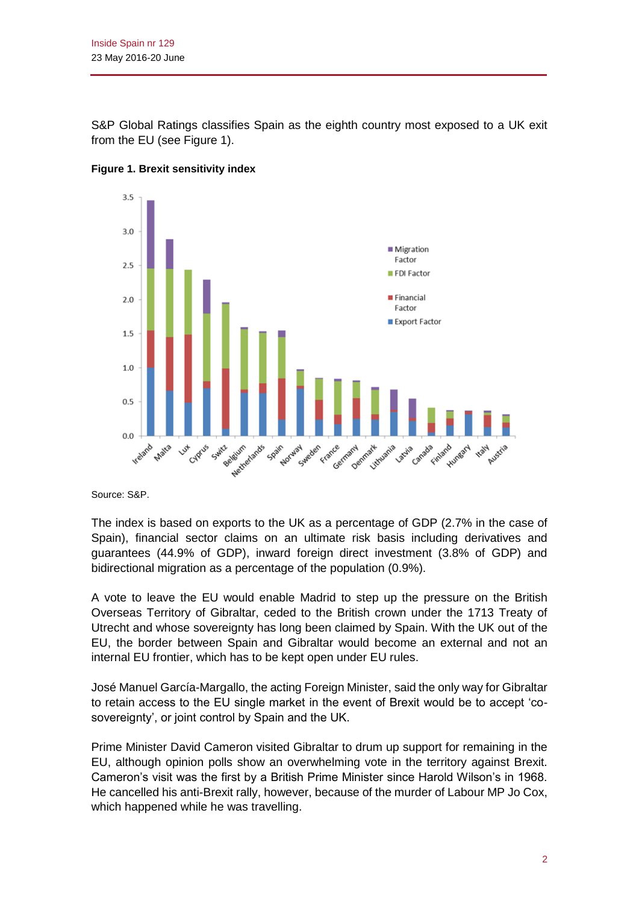S&P Global Ratings classifies Spain as the eighth country most exposed to a UK exit from the EU (see Figure 1).

**Figure 1. Brexit sensitivity index**

Source: S&P.

The index is based on exports to the UK as a percentage of GDP (2.7% in the case of Spain), financial sector claims on an ultimate risk basis including derivatives and guarantees (44.9% of GDP), inward foreign direct investment (3.8% of GDP) and bidirectional migration as a percentage of the population (0.9%).

A vote to leave the EU would enable Madrid to step up the pressure on the British Overseas Territory of Gibraltar, ceded to the British crown under the 1713 Treaty of Utrecht and whose sovereignty has long been claimed by Spain. With the UK out of the EU, the border between Spain and Gibraltar would become an external and not an internal EU frontier, which has to be kept open under EU rules.

José Manuel García-Margallo, the acting Foreign Minister, said the only way for Gibraltar to retain access to the EU single market in the event of Brexit would be to accept 'co-sovereignty', or joint control by Spain and the UK.

Prime Minister David Cameron visited Gibraltar to drum up support for remaining in the EU, although opinion polls show an overwhelming vote in the territory against Brexit. Cameron's visit was the first by a British Prime Minister since Harold Wilson's in 1968. He cancelled his anti-Brexit rally, however, because of the murder of Labour MP Jo Cox, which happened while he was travelling.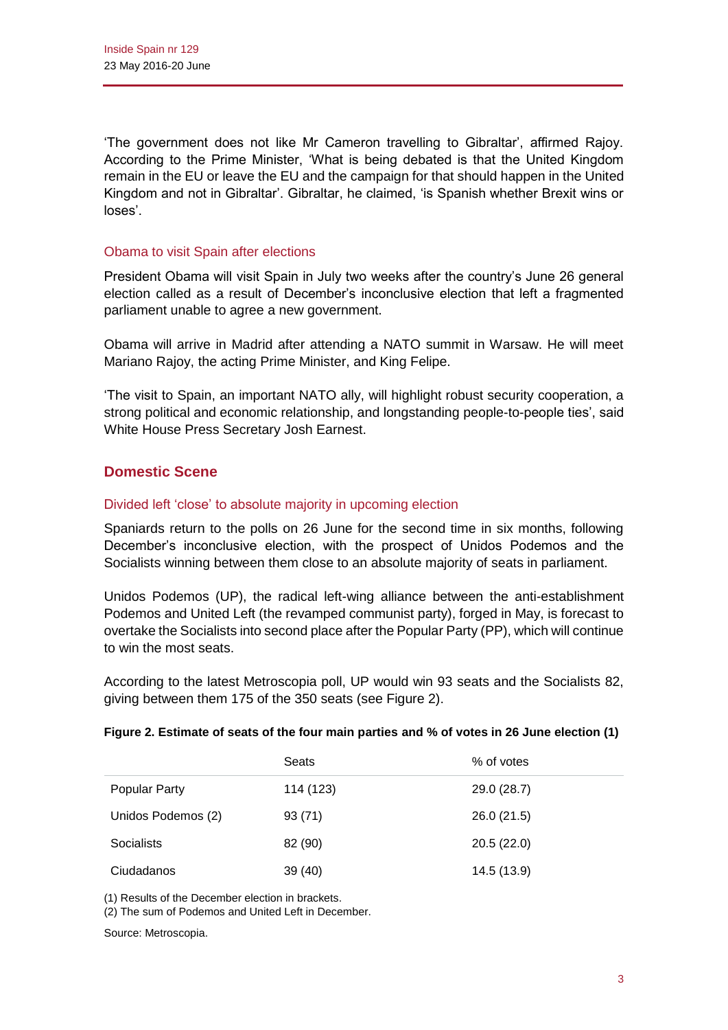'The government does not like Mr Cameron travelling to Gibraltar', affirmed Rajoy. According to the Prime Minister, 'What is being debated is that the United Kingdom remain in the EU or leave the EU and the campaign for that should happen in the United Kingdom and not in Gibraltar'. Gibraltar, he claimed, 'is Spanish whether Brexit wins or loses'.

### Obama to visit Spain after elections

President Obama will visit Spain in July two weeks after the country's June 26 general election called as a result of December's inconclusive election that left a fragmented parliament unable to agree a new government.

Obama will arrive in Madrid after attending a NATO summit in Warsaw. He will meet Mariano Rajoy, the acting Prime Minister, and King Felipe.

'The visit to Spain, an important NATO ally, will highlight robust security cooperation, a strong political and economic relationship, and longstanding people-to-people ties', said White House Press Secretary Josh Earnest.

## Domestic Scene

### Divided left 'close' to absolute majority in upcoming election

Spaniards return to the polls on 26 June for the second time in six months, following December's inconclusive election, with the prospect of Unidos Podemos and the Socialists winning between them close to an absolute majority of seats in parliament.

Unidos Podemos (UP), the radical left-wing alliance between the anti-establishment Podemos and United Left (the revamped communist party), forged in May, is forecast to overtake the Socialists into second place after the Popular Party (PP), which will continue to win the most seats.

According to the latest Metroscopia poll, UP would win 93 seats and the Socialists 82, giving between them 175 of the 350 seats (see Figure 2).

**Figure 2. Estimate of seats of the four main parties and % of votes in 26 June election (1)**

| | Seats | % of votes |
|---|---|---|
| Popular Party | 114 (123) | 29.0 (28.7) |
| Unidos Podemos (2) | 93 (71) | 26.0 (21.5) |
| Socialists | 82 (90) | 20.5 (22.0) |
| Ciudadanos | 39 (40) | 14.5 (13.9) |

(1) Results of the December election in brackets.
(2) The sum of Podemos and United Left in December.

Source: Metroscopia.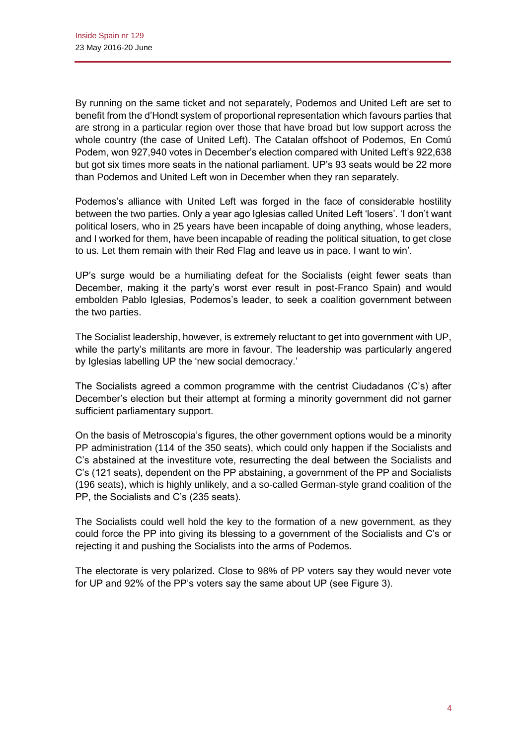By running on the same ticket and not separately, Podemos and United Left are set to benefit from the d'Hondt system of proportional representation which favours parties that are strong in a particular region over those that have broad but low support across the whole country (the case of United Left). The Catalan offshoot of Podemos, En Comú Podem, won 927,940 votes in December's election compared with United Left's 922,638 but got six times more seats in the national parliament. UP's 93 seats would be 22 more than Podemos and United Left won in December when they ran separately.

Podemos's alliance with United Left was forged in the face of considerable hostility between the two parties. Only a year ago Iglesias called United Left 'losers'. 'I don't want political losers, who in 25 years have been incapable of doing anything, whose leaders, and I worked for them, have been incapable of reading the political situation, to get close to us. Let them remain with their Red Flag and leave us in pace. I want to win'.

UP's surge would be a humiliating defeat for the Socialists (eight fewer seats than December, making it the party's worst ever result in post-Franco Spain) and would embolden Pablo Iglesias, Podemos's leader, to seek a coalition government between the two parties.

The Socialist leadership, however, is extremely reluctant to get into government with UP, while the party's militants are more in favour. The leadership was particularly angered by Iglesias labelling UP the 'new social democracy.'

The Socialists agreed a common programme with the centrist Ciudadanos (C's) after December's election but their attempt at forming a minority government did not garner sufficient parliamentary support.

On the basis of Metroscopia's figures, the other government options would be a minority PP administration (114 of the 350 seats), which could only happen if the Socialists and C's abstained at the investiture vote, resurrecting the deal between the Socialists and C's (121 seats), dependent on the PP abstaining, a government of the PP and Socialists (196 seats), which is highly unlikely, and a so-called German-style grand coalition of the PP, the Socialists and C's (235 seats).

The Socialists could well hold the key to the formation of a new government, as they could force the PP into giving its blessing to a government of the Socialists and C's or rejecting it and pushing the Socialists into the arms of Podemos.

The electorate is very polarized. Close to 98% of PP voters say they would never vote for UP and 92% of the PP's voters say the same about UP (see Figure 3).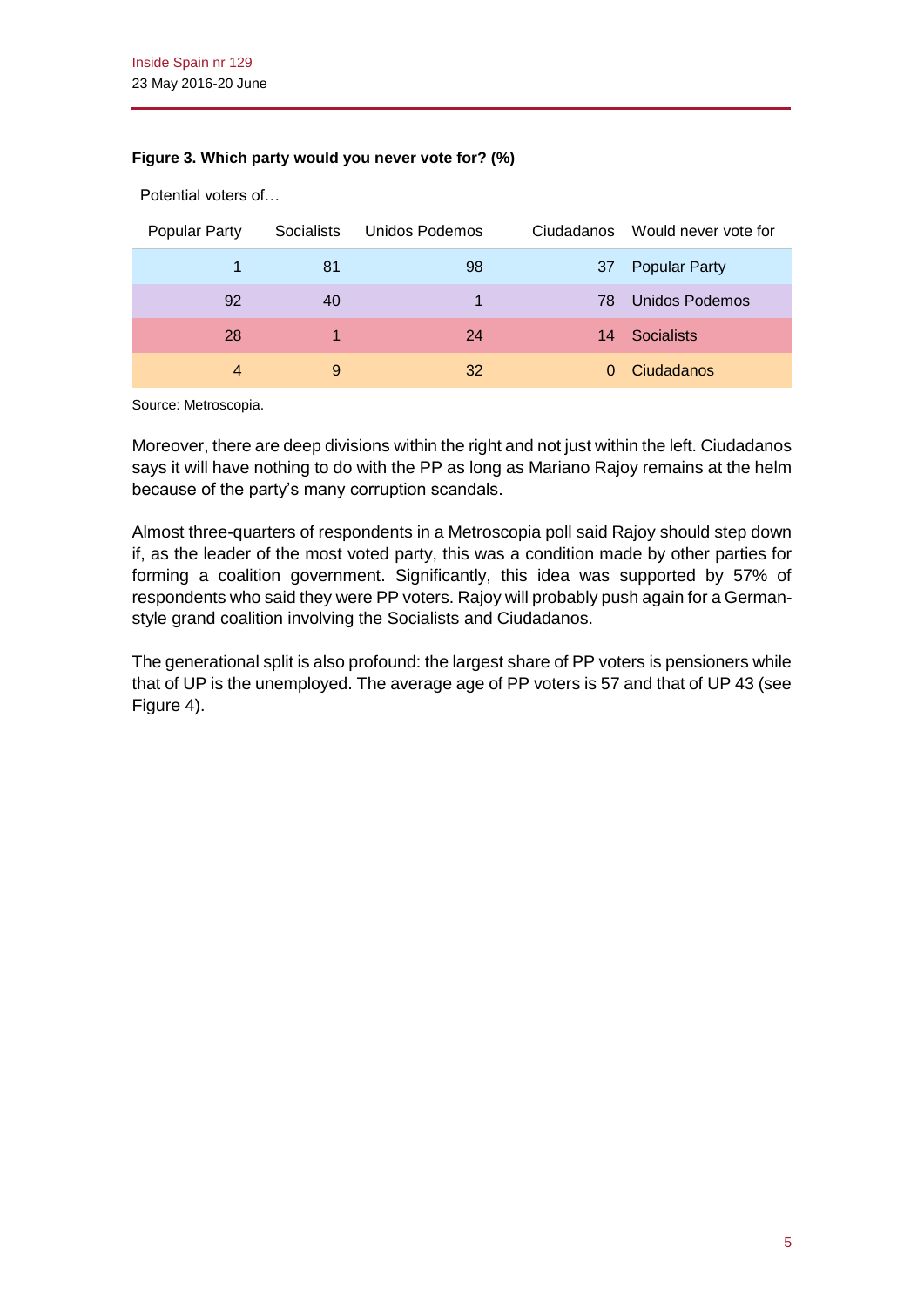**Figure 3. Which party would you never vote for? (%)**

Potential voters of…

| Popular Party | Socialists | Unidos Podemos | Ciudadanos | Would never vote for |
|---|---|---|---|---|
| 1 | 81 | 98 | 37 | Popular Party |
| 92 | 40 | 1 | 78 | Unidos Podemos |
| 28 | 1 | 24 | 14 | Socialists |
| 4 | 9 | 32 | 0 | Ciudadanos |

Source: Metroscopia.

Moreover, there are deep divisions within the right and not just within the left. Ciudadanos says it will have nothing to do with the PP as long as Mariano Rajoy remains at the helm because of the party's many corruption scandals.

Almost three-quarters of respondents in a Metroscopia poll said Rajoy should step down if, as the leader of the most voted party, this was a condition made by other parties for forming a coalition government. Significantly, this idea was supported by 57% of respondents who said they were PP voters. Rajoy will probably push again for a German-style grand coalition involving the Socialists and Ciudadanos.

The generational split is also profound: the largest share of PP voters is pensioners while that of UP is the unemployed. The average age of PP voters is 57 and that of UP 43 (see Figure 4).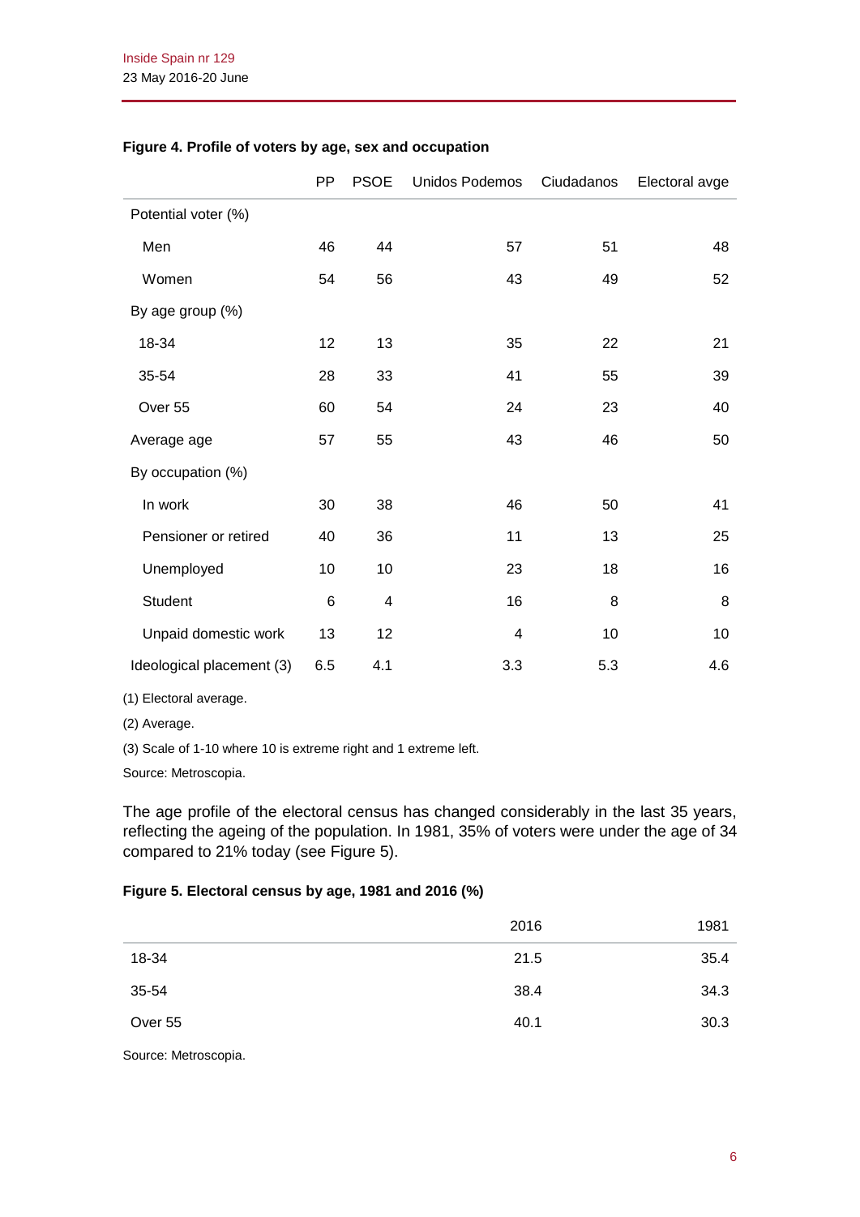**Figure 4. Profile of voters by age, sex and occupation**

| | PP | PSOE | Unidos Podemos | Ciudadanos | Electoral avge |
|---|---|---|---|---|---|
| Potential voter (%) | | | | | |
| Men | 46 | 44 | 57 | 51 | 48 |
| Women | 54 | 56 | 43 | 49 | 52 |
| By age group (%) | | | | | |
| 18-34 | 12 | 13 | 35 | 22 | 21 |
| 35-54 | 28 | 33 | 41 | 55 | 39 |
| Over 55 | 60 | 54 | 24 | 23 | 40 |
| Average age | 57 | 55 | 43 | 46 | 50 |
| By occupation (%) | | | | | |
| In work | 30 | 38 | 46 | 50 | 41 |
| Pensioner or retired | 40 | 36 | 11 | 13 | 25 |
| Unemployed | 10 | 10 | 23 | 18 | 16 |
| Student | 6 | 4 | 16 | 8 | 8 |
| Unpaid domestic work | 13 | 12 | 4 | 10 | 10 |
| Ideological placement (3) | 6.5 | 4.1 | 3.3 | 5.3 | 4.6 |

(1) Electoral average.

(2) Average.

(3) Scale of 1-10 where 10 is extreme right and 1 extreme left.

Source: Metroscopia.

The age profile of the electoral census has changed considerably in the last 35 years, reflecting the ageing of the population. In 1981, 35% of voters were under the age of 34 compared to 21% today (see Figure 5).

**Figure 5. Electoral census by age, 1981 and 2016 (%)**

| | 2016 | 1981 |
|---|---|---|
| 18-34 | 21.5 | 35.4 |
| 35-54 | 38.4 | 34.3 |
| Over 55 | 40.1 | 30.3 |

Source: Metroscopia.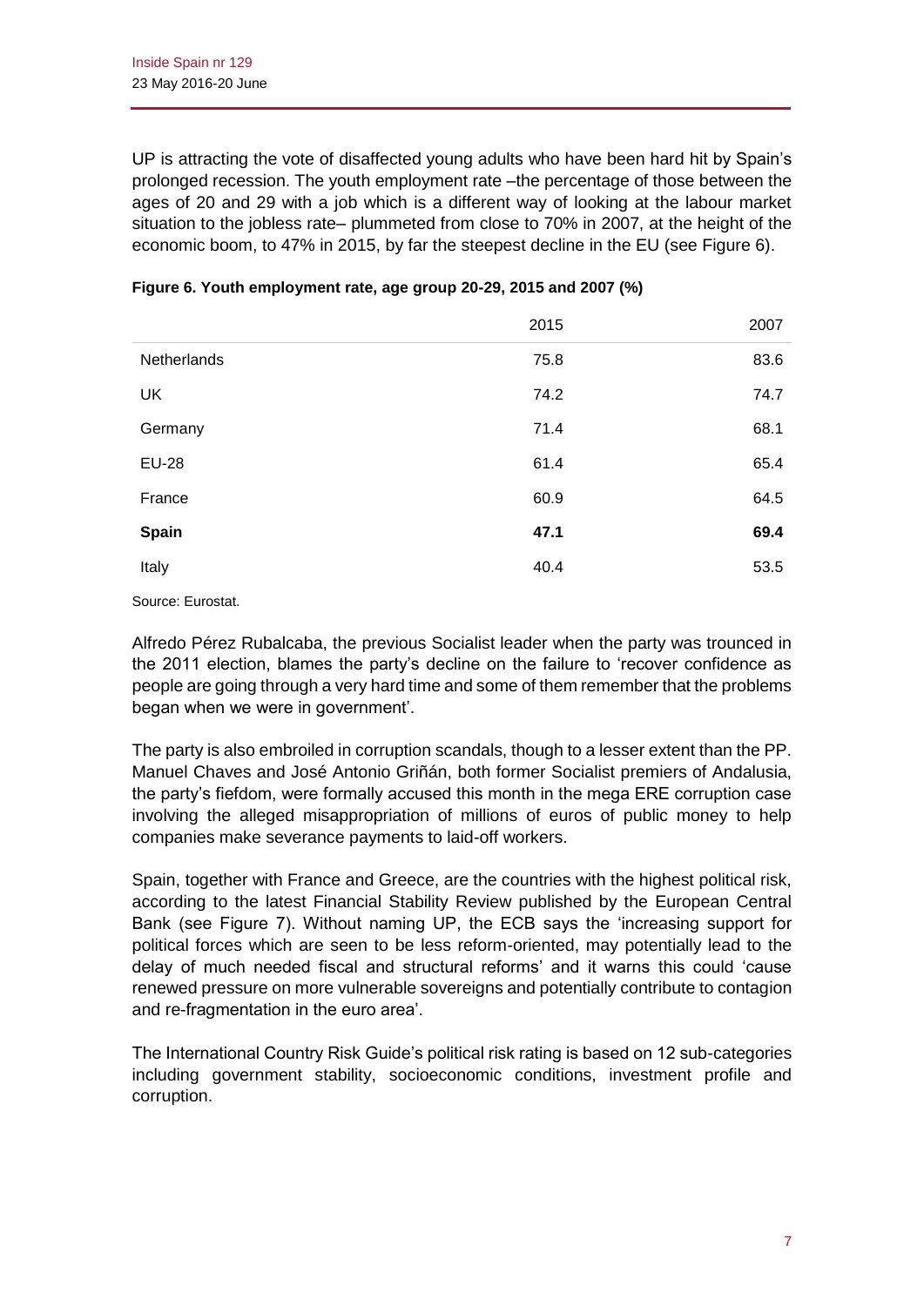UP is attracting the vote of disaffected young adults who have been hard hit by Spain's prolonged recession. The youth employment rate –the percentage of those between the ages of 20 and 29 with a job which is a different way of looking at the labour market situation to the jobless rate– plummeted from close to 70% in 2007, at the height of the economic boom, to 47% in 2015, by far the steepest decline in the EU (see Figure 6).

**Figure 6. Youth employment rate, age group 20-29, 2015 and 2007 (%)**

| | 2015 | 2007 |
|---|---|---|
| Netherlands | 75.8 | 83.6 |
| UK | 74.2 | 74.7 |
| Germany | 71.4 | 68.1 |
| EU-28 | 61.4 | 65.4 |
| France | 60.9 | 64.5 |
| **Spain** | **47.1** | **69.4** |
| Italy | 40.4 | 53.5 |

Source: Eurostat.

Alfredo Pérez Rubalcaba, the previous Socialist leader when the party was trounced in the 2011 election, blames the party's decline on the failure to 'recover confidence as people are going through a very hard time and some of them remember that the problems began when we were in government'.

The party is also embroiled in corruption scandals, though to a lesser extent than the PP. Manuel Chaves and José Antonio Griñán, both former Socialist premiers of Andalusia, the party's fiefdom, were formally accused this month in the mega ERE corruption case involving the alleged misappropriation of millions of euros of public money to help companies make severance payments to laid-off workers.

Spain, together with France and Greece, are the countries with the highest political risk, according to the latest Financial Stability Review published by the European Central Bank (see Figure 7). Without naming UP, the ECB says the 'increasing support for political forces which are seen to be less reform-oriented, may potentially lead to the delay of much needed fiscal and structural reforms' and it warns this could 'cause renewed pressure on more vulnerable sovereigns and potentially contribute to contagion and re-fragmentation in the euro area'.

The International Country Risk Guide's political risk rating is based on 12 sub-categories including government stability, socioeconomic conditions, investment profile and corruption.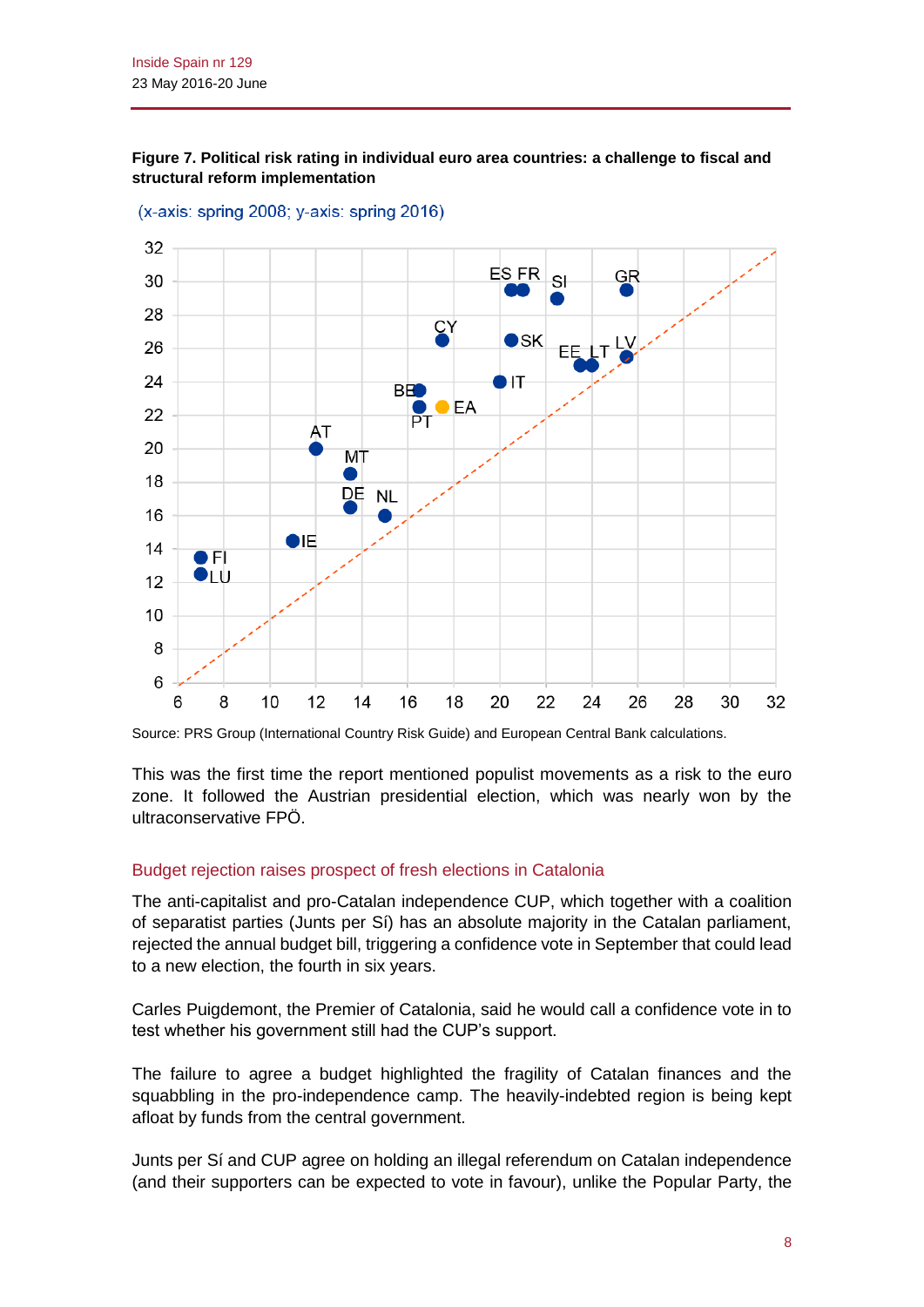**Figure 7. Political risk rating in individual euro area countries: a challenge to fiscal and structural reform implementation**

(x-axis: spring 2008; y-axis: spring 2016)

Source: PRS Group (International Country Risk Guide) and European Central Bank calculations.

This was the first time the report mentioned populist movements as a risk to the euro zone. It followed the Austrian presidential election, which was nearly won by the ultraconservative FPÖ.

## Budget rejection raises prospect of fresh elections in Catalonia

The anti-capitalist and pro-Catalan independence CUP, which together with a coalition of separatist parties (Junts per Sí) has an absolute majority in the Catalan parliament, rejected the annual budget bill, triggering a confidence vote in September that could lead to a new election, the fourth in six years.

Carles Puigdemont, the Premier of Catalonia, said he would call a confidence vote in to test whether his government still had the CUP's support.

The failure to agree a budget highlighted the fragility of Catalan finances and the squabbling in the pro-independence camp. The heavily-indebted region is being kept afloat by funds from the central government.

Junts per Sí and CUP agree on holding an illegal referendum on Catalan independence (and their supporters can be expected to vote in favour), unlike the Popular Party, the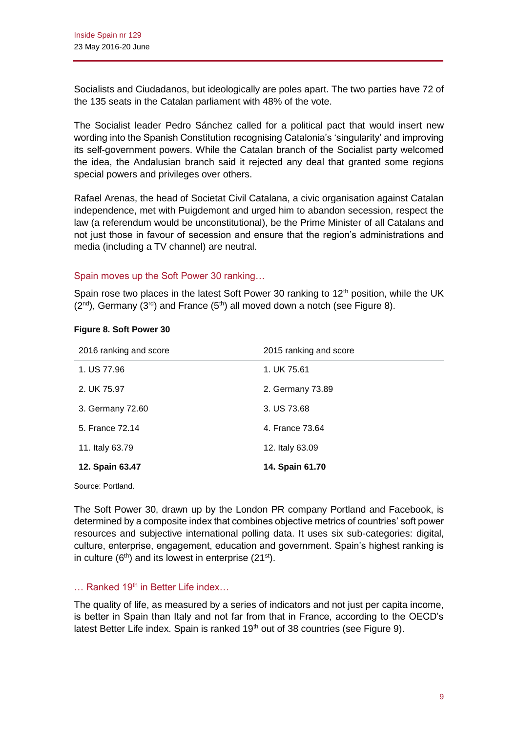Socialists and Ciudadanos, but ideologically are poles apart. The two parties have 72 of the 135 seats in the Catalan parliament with 48% of the vote.

The Socialist leader Pedro Sánchez called for a political pact that would insert new wording into the Spanish Constitution recognising Catalonia's 'singularity' and improving its self-government powers. While the Catalan branch of the Socialist party welcomed the idea, the Andalusian branch said it rejected any deal that granted some regions special powers and privileges over others.

Rafael Arenas, the head of Societat Civil Catalana, a civic organisation against Catalan independence, met with Puigdemont and urged him to abandon secession, respect the law (a referendum would be unconstitutional), be the Prime Minister of all Catalans and not just those in favour of secession and ensure that the region's administrations and media (including a TV channel) are neutral.

### Spain moves up the Soft Power 30 ranking…

Spain rose two places in the latest Soft Power 30 ranking to 12th position, while the UK (2nd), Germany (3rd) and France (5th) all moved down a notch (see Figure 8).

**Figure 8. Soft Power 30**

| 2016 ranking and score | 2015 ranking and score |
|---|---|
| 1. US 77.96 | 1. UK 75.61 |
| 2. UK 75.97 | 2. Germany 73.89 |
| 3. Germany 72.60 | 3. US 73.68 |
| 5. France 72.14 | 4. France 73.64 |
| 11. Italy 63.79 | 12. Italy 63.09 |
| **12. Spain 63.47** | **14. Spain 61.70** |

Source: Portland.

The Soft Power 30, drawn up by the London PR company Portland and Facebook, is determined by a composite index that combines objective metrics of countries' soft power resources and subjective international polling data. It uses six sub-categories: digital, culture, enterprise, engagement, education and government. Spain's highest ranking is in culture (6th) and its lowest in enterprise (21st).

### … Ranked 19th in Better Life index…

The quality of life, as measured by a series of indicators and not just per capita income, is better in Spain than Italy and not far from that in France, according to the OECD's latest Better Life index. Spain is ranked 19th out of 38 countries (see Figure 9).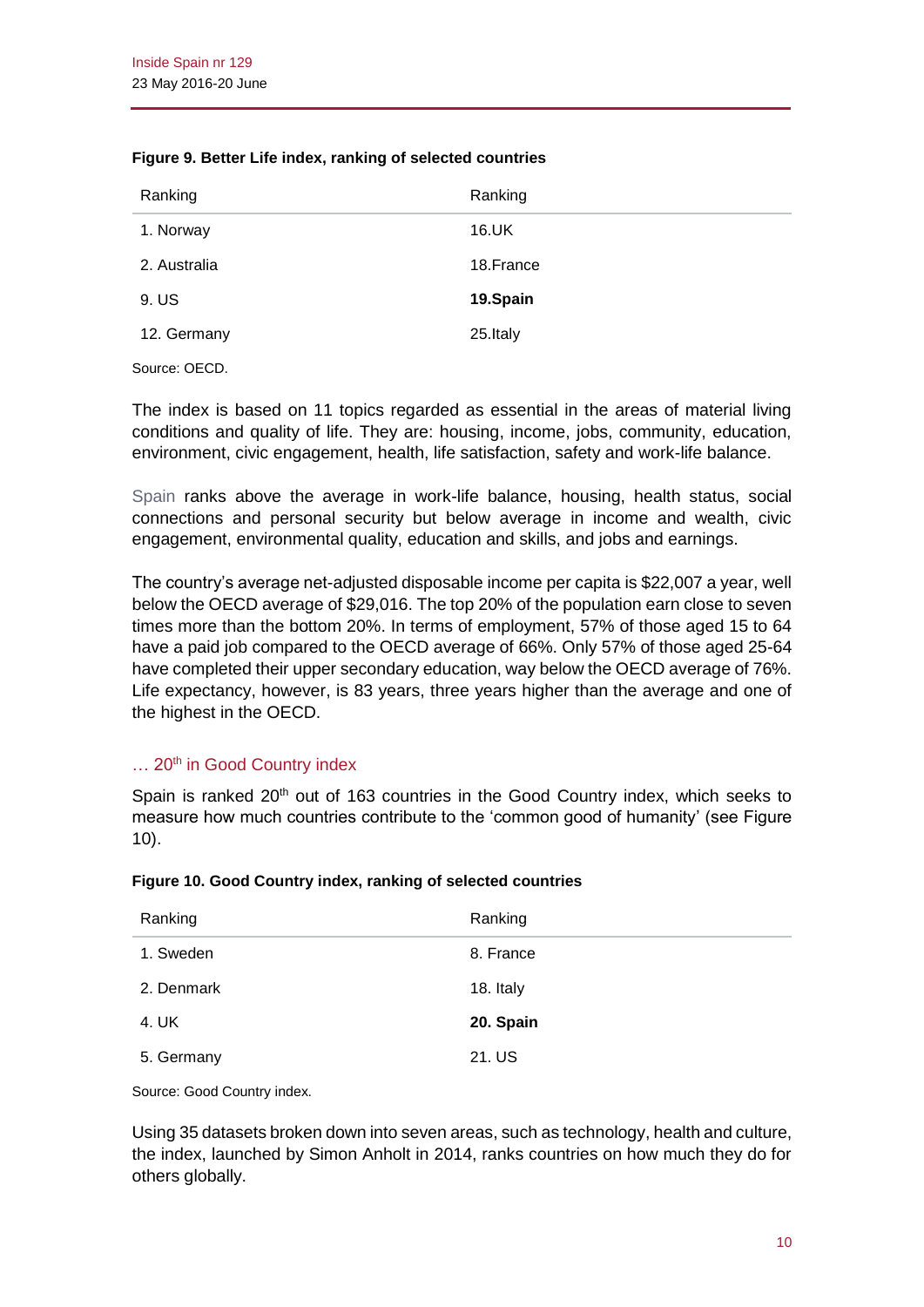**Figure 9. Better Life index, ranking of selected countries**

| Ranking | Ranking |
|---|---|
| 1. Norway | 16.UK |
| 2. Australia | 18.France |
| 9. US | **19.Spain** |
| 12. Germany | 25.Italy |

Source: OECD.

The index is based on 11 topics regarded as essential in the areas of material living conditions and quality of life. They are: housing, income, jobs, community, education, environment, civic engagement, health, life satisfaction, safety and work-life balance.

Spain ranks above the average in work-life balance, housing, health status, social connections and personal security but below average in income and wealth, civic engagement, environmental quality, education and skills, and jobs and earnings.

The country's average net-adjusted disposable income per capita is $22,007 a year, well below the OECD average of $29,016. The top 20% of the population earn close to seven times more than the bottom 20%. In terms of employment, 57% of those aged 15 to 64 have a paid job compared to the OECD average of 66%. Only 57% of those aged 25-64 have completed their upper secondary education, way below the OECD average of 76%. Life expectancy, however, is 83 years, three years higher than the average and one of the highest in the OECD.

### … 20th in Good Country index

Spain is ranked 20th out of 163 countries in the Good Country index, which seeks to measure how much countries contribute to the 'common good of humanity' (see Figure 10).

**Figure 10. Good Country index, ranking of selected countries**

| Ranking | Ranking |
|---|---|
| 1. Sweden | 8. France |
| 2. Denmark | 18. Italy |
| 4. UK | **20. Spain** |
| 5. Germany | 21. US |

Source: Good Country index.

Using 35 datasets broken down into seven areas, such as technology, health and culture, the index, launched by Simon Anholt in 2014, ranks countries on how much they do for others globally.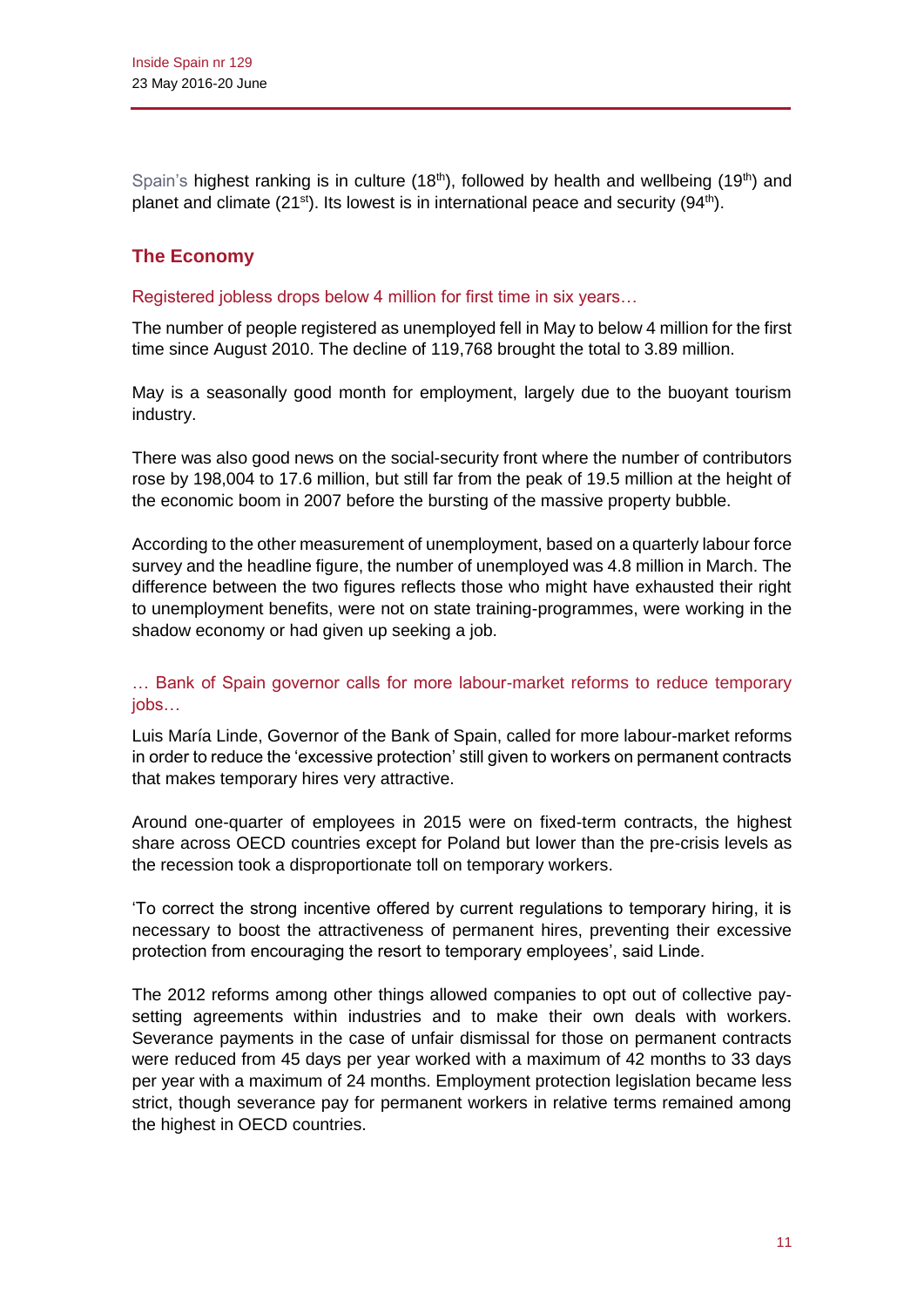Spain's highest ranking is in culture (18th), followed by health and wellbeing (19th) and planet and climate (21st). Its lowest is in international peace and security (94th).

## The Economy

### Registered jobless drops below 4 million for first time in six years…

The number of people registered as unemployed fell in May to below 4 million for the first time since August 2010. The decline of 119,768 brought the total to 3.89 million.

May is a seasonally good month for employment, largely due to the buoyant tourism industry.

There was also good news on the social-security front where the number of contributors rose by 198,004 to 17.6 million, but still far from the peak of 19.5 million at the height of the economic boom in 2007 before the bursting of the massive property bubble.

According to the other measurement of unemployment, based on a quarterly labour force survey and the headline figure, the number of unemployed was 4.8 million in March. The difference between the two figures reflects those who might have exhausted their right to unemployment benefits, were not on state training-programmes, were working in the shadow economy or had given up seeking a job.

### … Bank of Spain governor calls for more labour-market reforms to reduce temporary jobs…

Luis María Linde, Governor of the Bank of Spain, called for more labour-market reforms in order to reduce the 'excessive protection' still given to workers on permanent contracts that makes temporary hires very attractive.

Around one-quarter of employees in 2015 were on fixed-term contracts, the highest share across OECD countries except for Poland but lower than the pre-crisis levels as the recession took a disproportionate toll on temporary workers.

'To correct the strong incentive offered by current regulations to temporary hiring, it is necessary to boost the attractiveness of permanent hires, preventing their excessive protection from encouraging the resort to temporary employees', said Linde.

The 2012 reforms among other things allowed companies to opt out of collective pay-setting agreements within industries and to make their own deals with workers. Severance payments in the case of unfair dismissal for those on permanent contracts were reduced from 45 days per year worked with a maximum of 42 months to 33 days per year with a maximum of 24 months. Employment protection legislation became less strict, though severance pay for permanent workers in relative terms remained among the highest in OECD countries.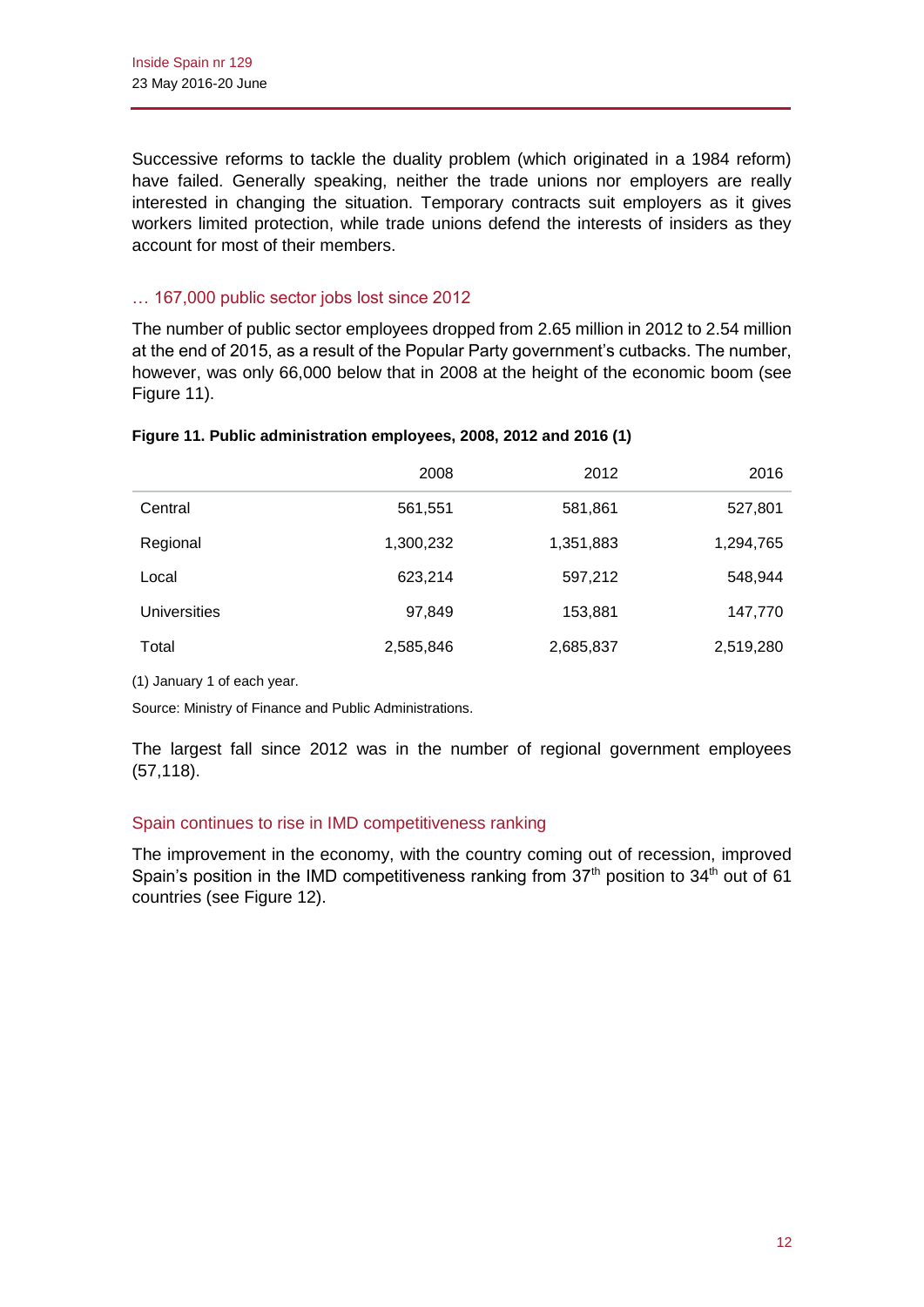Successive reforms to tackle the duality problem (which originated in a 1984 reform) have failed. Generally speaking, neither the trade unions nor employers are really interested in changing the situation. Temporary contracts suit employers as it gives workers limited protection, while trade unions defend the interests of insiders as they account for most of their members.

### … 167,000 public sector jobs lost since 2012

The number of public sector employees dropped from 2.65 million in 2012 to 2.54 million at the end of 2015, as a result of the Popular Party government's cutbacks. The number, however, was only 66,000 below that in 2008 at the height of the economic boom (see Figure 11).

**Figure 11. Public administration employees, 2008, 2012 and 2016 (1)**

| | 2008 | 2012 | 2016 |
|---|---|---|---|
| Central | 561,551 | 581,861 | 527,801 |
| Regional | 1,300,232 | 1,351,883 | 1,294,765 |
| Local | 623,214 | 597,212 | 548,944 |
| Universities | 97,849 | 153,881 | 147,770 |
| Total | 2,585,846 | 2,685,837 | 2,519,280 |

(1) January 1 of each year.

Source: Ministry of Finance and Public Administrations.

The largest fall since 2012 was in the number of regional government employees (57,118).

### Spain continues to rise in IMD competitiveness ranking

The improvement in the economy, with the country coming out of recession, improved Spain's position in the IMD competitiveness ranking from 37th position to 34th out of 61 countries (see Figure 12).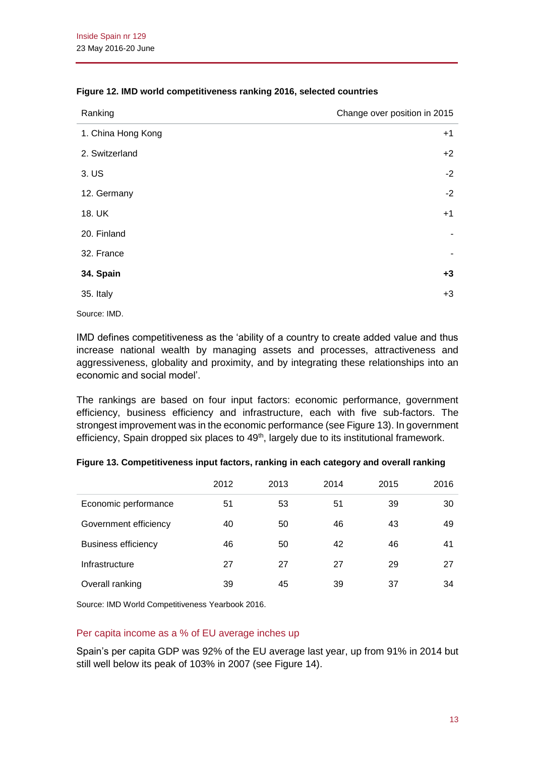**Figure 12. IMD world competitiveness ranking 2016, selected countries**

| Ranking | Change over position in 2015 |
|---|---|
| 1. China Hong Kong | +1 |
| 2. Switzerland | +2 |
| 3. US | -2 |
| 12. Germany | -2 |
| 18. UK | +1 |
| 20. Finland | - |
| 32. France | - |
| **34. Spain** | **+3** |
| 35. Italy | +3 |

Source: IMD.

IMD defines competitiveness as the 'ability of a country to create added value and thus increase national wealth by managing assets and processes, attractiveness and aggressiveness, globality and proximity, and by integrating these relationships into an economic and social model'.

The rankings are based on four input factors: economic performance, government efficiency, business efficiency and infrastructure, each with five sub-factors. The strongest improvement was in the economic performance (see Figure 13). In government efficiency, Spain dropped six places to 49th, largely due to its institutional framework.

**Figure 13. Competitiveness input factors, ranking in each category and overall ranking**

| | 2012 | 2013 | 2014 | 2015 | 2016 |
|---|---|---|---|---|---|
| Economic performance | 51 | 53 | 51 | 39 | 30 |
| Government efficiency | 40 | 50 | 46 | 43 | 49 |
| Business efficiency | 46 | 50 | 42 | 46 | 41 |
| Infrastructure | 27 | 27 | 27 | 29 | 27 |
| Overall ranking | 39 | 45 | 39 | 37 | 34 |

Source: IMD World Competitiveness Yearbook 2016.

### Per capita income as a % of EU average inches up

Spain's per capita GDP was 92% of the EU average last year, up from 91% in 2014 but still well below its peak of 103% in 2007 (see Figure 14).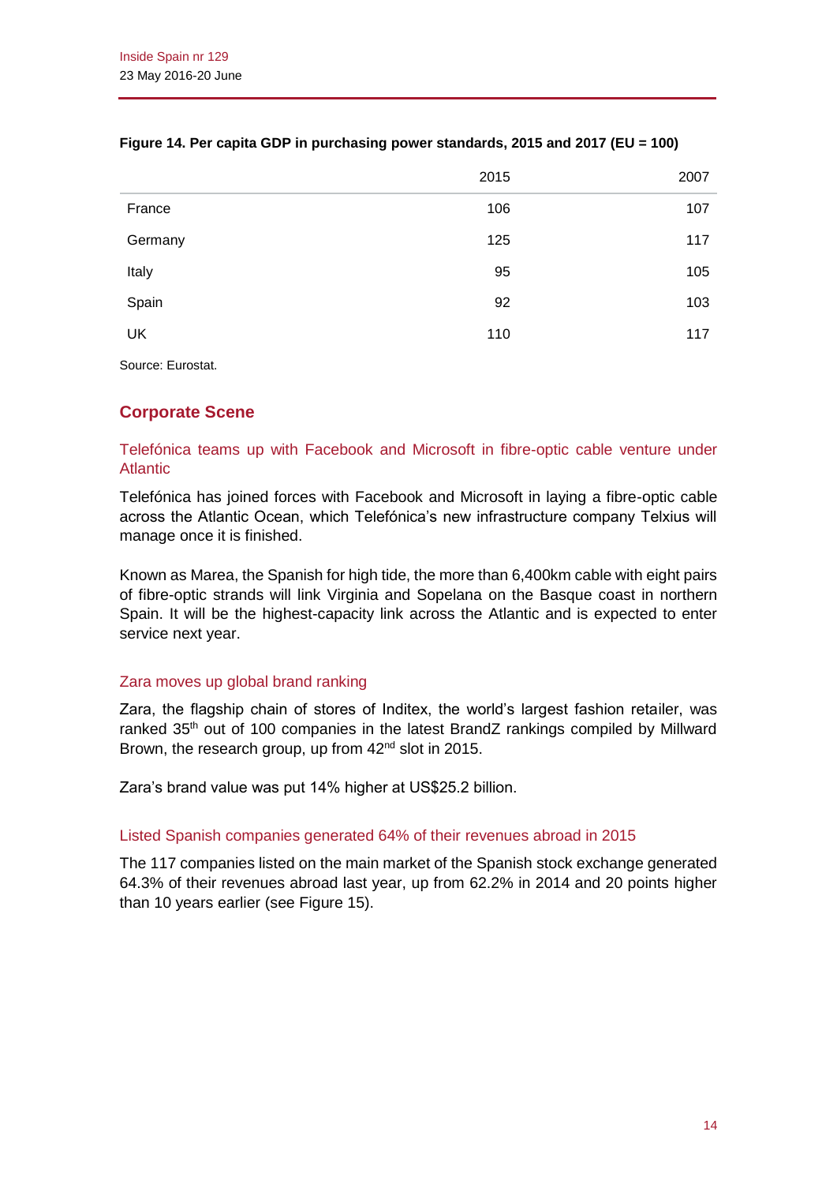**Figure 14. Per capita GDP in purchasing power standards, 2015 and 2017 (EU = 100)**

| | 2015 | 2007 |
|---|---|---|
| France | 106 | 107 |
| Germany | 125 | 117 |
| Italy | 95 | 105 |
| Spain | 92 | 103 |
| UK | 110 | 117 |

Source: Eurostat.

## Corporate Scene

### Telefónica teams up with Facebook and Microsoft in fibre-optic cable venture under Atlantic

Telefónica has joined forces with Facebook and Microsoft in laying a fibre-optic cable across the Atlantic Ocean, which Telefónica's new infrastructure company Telxius will manage once it is finished.

Known as Marea, the Spanish for high tide, the more than 6,400km cable with eight pairs of fibre-optic strands will link Virginia and Sopelana on the Basque coast in northern Spain. It will be the highest-capacity link across the Atlantic and is expected to enter service next year.

### Zara moves up global brand ranking

Zara, the flagship chain of stores of Inditex, the world's largest fashion retailer, was ranked 35th out of 100 companies in the latest BrandZ rankings compiled by Millward Brown, the research group, up from 42nd slot in 2015.

Zara's brand value was put 14% higher at US$25.2 billion.

### Listed Spanish companies generated 64% of their revenues abroad in 2015

The 117 companies listed on the main market of the Spanish stock exchange generated 64.3% of their revenues abroad last year, up from 62.2% in 2014 and 20 points higher than 10 years earlier (see Figure 15).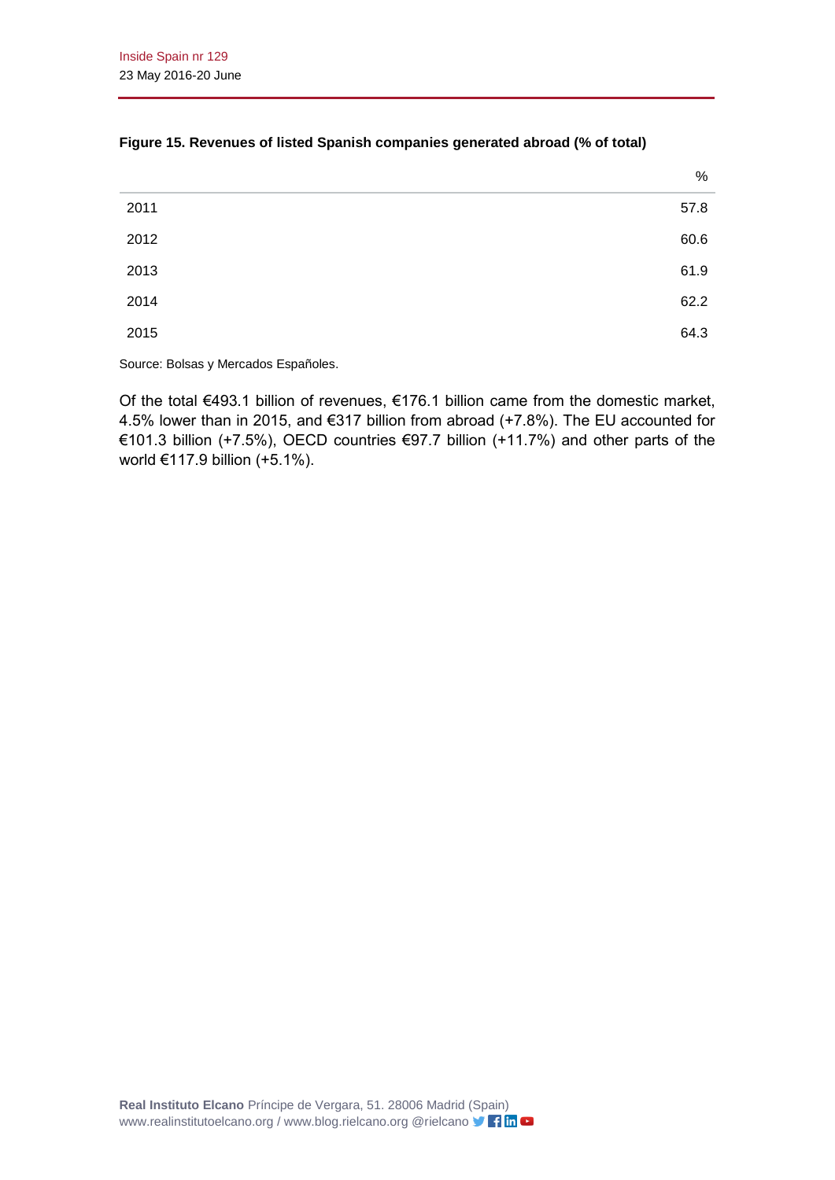**Figure 15. Revenues of listed Spanish companies generated abroad (% of total)**

| | % |
|---|---|
| 2011 | 57.8 |
| 2012 | 60.6 |
| 2013 | 61.9 |
| 2014 | 62.2 |
| 2015 | 64.3 |

Source: Bolsas y Mercados Españoles.

Of the total €493.1 billion of revenues, €176.1 billion came from the domestic market, 4.5% lower than in 2015, and €317 billion from abroad (+7.8%). The EU accounted for €101.3 billion (+7.5%), OECD countries €97.7 billion (+11.7%) and other parts of the world €117.9 billion (+5.1%).